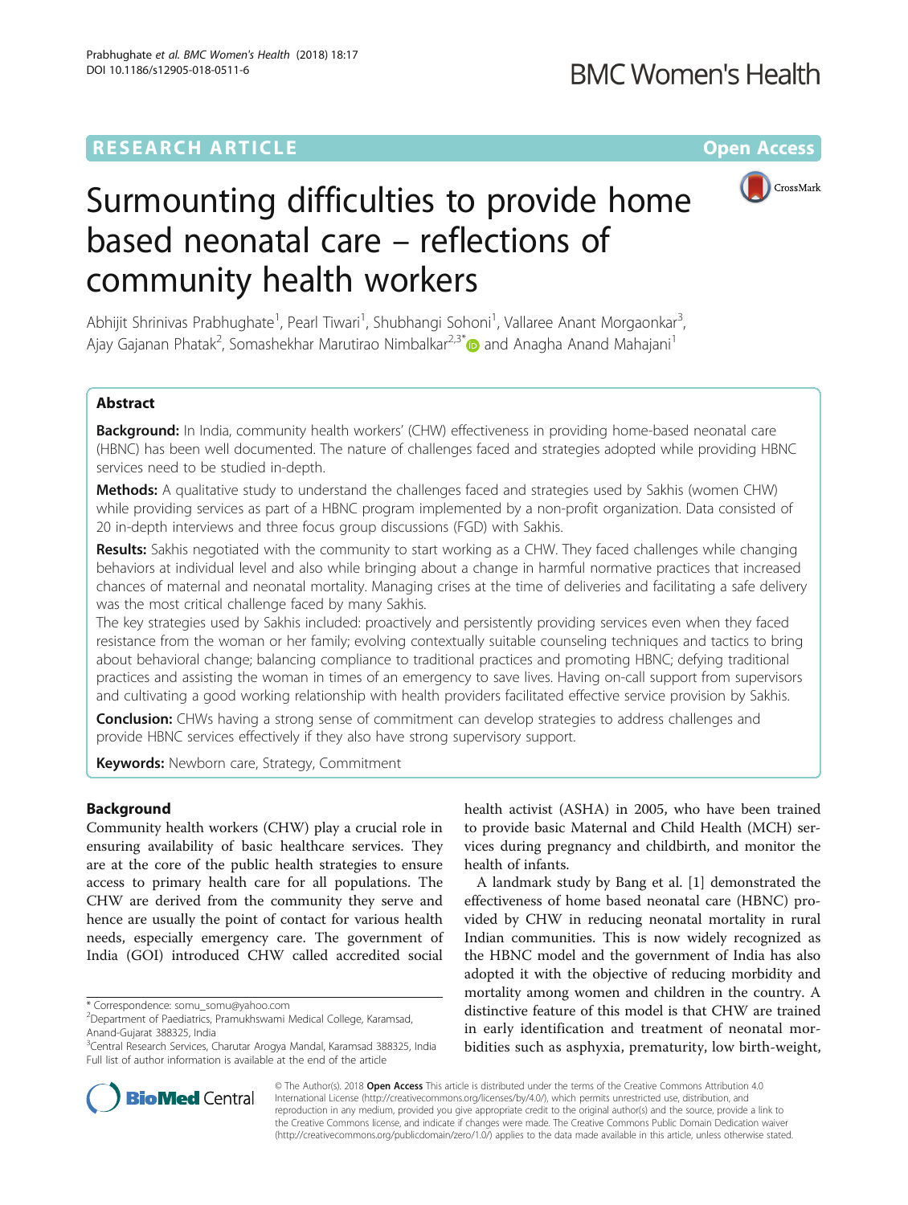**RESEARCH ARTICLE** **Open Access**

# Surmounting difficulties to provide home based neonatal care – reflections of community health workers

Abhijit Shrinivas Prabhughate[1], Pearl Tiwari[1], Shubhangi Sohoni[1], Vallaree Anant Morgaonkar[3], Ajay Gajanan Phatak[2], Somashekhar Marutirao Nimbalkar[2,3*] and Anagha Anand Mahajani[1]

## Abstract

**Background:** In India, community health workers' (CHW) effectiveness in providing home-based neonatal care (HBNC) has been well documented. The nature of challenges faced and strategies adopted while providing HBNC services need to be studied in-depth.

**Methods:** A qualitative study to understand the challenges faced and strategies used by Sakhis (women CHW) while providing services as part of a HBNC program implemented by a non-profit organization. Data consisted of 20 in-depth interviews and three focus group discussions (FGD) with Sakhis.

**Results:** Sakhis negotiated with the community to start working as a CHW. They faced challenges while changing behaviors at individual level and also while bringing about a change in harmful normative practices that increased chances of maternal and neonatal mortality. Managing crises at the time of deliveries and facilitating a safe delivery was the most critical challenge faced by many Sakhis.

The key strategies used by Sakhis included: proactively and persistently providing services even when they faced resistance from the woman or her family; evolving contextually suitable counseling techniques and tactics to bring about behavioral change; balancing compliance to traditional practices and promoting HBNC; defying traditional practices and assisting the woman in times of an emergency to save lives. Having on-call support from supervisors and cultivating a good working relationship with health providers facilitated effective service provision by Sakhis.

**Conclusion:** CHWs having a strong sense of commitment can develop strategies to address challenges and provide HBNC services effectively if they also have strong supervisory support.

**Keywords:** Newborn care, Strategy, Commitment

## Background

Community health workers (CHW) play a crucial role in ensuring availability of basic healthcare services. They are at the core of the public health strategies to ensure access to primary health care for all populations. The CHW are derived from the community they serve and hence are usually the point of contact for various health needs, especially emergency care. The government of India (GOI) introduced CHW called accredited social health activist (ASHA) in 2005, who have been trained to provide basic Maternal and Child Health (MCH) services during pregnancy and childbirth, and monitor the health of infants.

A landmark study by Bang et al. [1] demonstrated the effectiveness of home based neonatal care (HBNC) provided by CHW in reducing neonatal mortality in rural Indian communities. This is now widely recognized as the HBNC model and the government of India has also adopted it with the objective of reducing morbidity and mortality among women and children in the country. A distinctive feature of this model is that CHW are trained in early identification and treatment of neonatal morbidities such as asphyxia, prematurity, low birth-weight,

\* Correspondence: somu_somu@yahoo.com
[2]Department of Paediatrics, Pramukhswami Medical College, Karamsad, Anand-Gujarat 388325, India
[3]Central Research Services, Charutar Arogya Mandal, Karamsad 388325, India
Full list of author information is available at the end of the article

© The Author(s). 2018 **Open Access** This article is distributed under the terms of the Creative Commons Attribution 4.0 International License (http://creativecommons.org/licenses/by/4.0/), which permits unrestricted use, distribution, and reproduction in any medium, provided you give appropriate credit to the original author(s) and the source, provide a link to the Creative Commons license, and indicate if changes were made. The Creative Commons Public Domain Dedication waiver (http://creativecommons.org/publicdomain/zero/1.0/) applies to the data made available in this article, unless otherwise stated.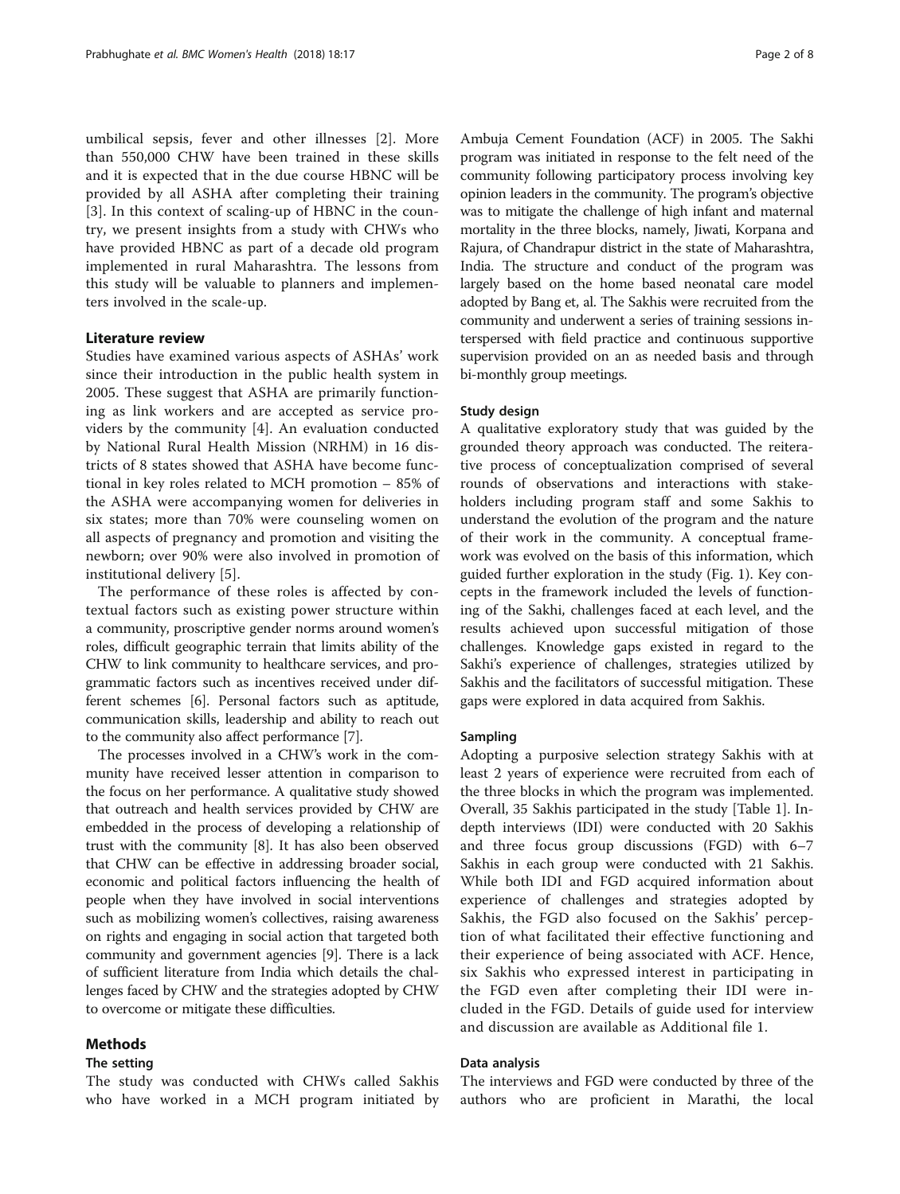umbilical sepsis, fever and other illnesses [2]. More than 550,000 CHW have been trained in these skills and it is expected that in the due course HBNC will be provided by all ASHA after completing their training [3]. In this context of scaling-up of HBNC in the country, we present insights from a study with CHWs who have provided HBNC as part of a decade old program implemented in rural Maharashtra. The lessons from this study will be valuable to planners and implementers involved in the scale-up.

## Literature review

Studies have examined various aspects of ASHAs' work since their introduction in the public health system in 2005. These suggest that ASHA are primarily functioning as link workers and are accepted as service providers by the community [4]. An evaluation conducted by National Rural Health Mission (NRHM) in 16 districts of 8 states showed that ASHA have become functional in key roles related to MCH promotion – 85% of the ASHA were accompanying women for deliveries in six states; more than 70% were counseling women on all aspects of pregnancy and promotion and visiting the newborn; over 90% were also involved in promotion of institutional delivery [5].

The performance of these roles is affected by contextual factors such as existing power structure within a community, proscriptive gender norms around women's roles, difficult geographic terrain that limits ability of the CHW to link community to healthcare services, and programmatic factors such as incentives received under different schemes [6]. Personal factors such as aptitude, communication skills, leadership and ability to reach out to the community also affect performance [7].

The processes involved in a CHW's work in the community have received lesser attention in comparison to the focus on her performance. A qualitative study showed that outreach and health services provided by CHW are embedded in the process of developing a relationship of trust with the community [8]. It has also been observed that CHW can be effective in addressing broader social, economic and political factors influencing the health of people when they have involved in social interventions such as mobilizing women's collectives, raising awareness on rights and engaging in social action that targeted both community and government agencies [9]. There is a lack of sufficient literature from India which details the challenges faced by CHW and the strategies adopted by CHW to overcome or mitigate these difficulties.

## Methods

### The setting

The study was conducted with CHWs called Sakhis who have worked in a MCH program initiated by Ambuja Cement Foundation (ACF) in 2005. The Sakhi program was initiated in response to the felt need of the community following participatory process involving key opinion leaders in the community. The program's objective was to mitigate the challenge of high infant and maternal mortality in the three blocks, namely, Jiwati, Korpana and Rajura, of Chandrapur district in the state of Maharashtra, India. The structure and conduct of the program was largely based on the home based neonatal care model adopted by Bang et, al. The Sakhis were recruited from the community and underwent a series of training sessions interspersed with field practice and continuous supportive supervision provided on an as needed basis and through bi-monthly group meetings.

### Study design

A qualitative exploratory study that was guided by the grounded theory approach was conducted. The reiterative process of conceptualization comprised of several rounds of observations and interactions with stakeholders including program staff and some Sakhis to understand the evolution of the program and the nature of their work in the community. A conceptual framework was evolved on the basis of this information, which guided further exploration in the study (Fig. 1). Key concepts in the framework included the levels of functioning of the Sakhi, challenges faced at each level, and the results achieved upon successful mitigation of those challenges. Knowledge gaps existed in regard to the Sakhi's experience of challenges, strategies utilized by Sakhis and the facilitators of successful mitigation. These gaps were explored in data acquired from Sakhis.

### Sampling

Adopting a purposive selection strategy Sakhis with at least 2 years of experience were recruited from each of the three blocks in which the program was implemented. Overall, 35 Sakhis participated in the study [Table 1]. In-depth interviews (IDI) were conducted with 20 Sakhis and three focus group discussions (FGD) with 6–7 Sakhis in each group were conducted with 21 Sakhis. While both IDI and FGD acquired information about experience of challenges and strategies adopted by Sakhis, the FGD also focused on the Sakhis' perception of what facilitated their effective functioning and their experience of being associated with ACF. Hence, six Sakhis who expressed interest in participating in the FGD even after completing their IDI were included in the FGD. Details of guide used for interview and discussion are available as Additional file 1.

### Data analysis

The interviews and FGD were conducted by three of the authors who are proficient in Marathi, the local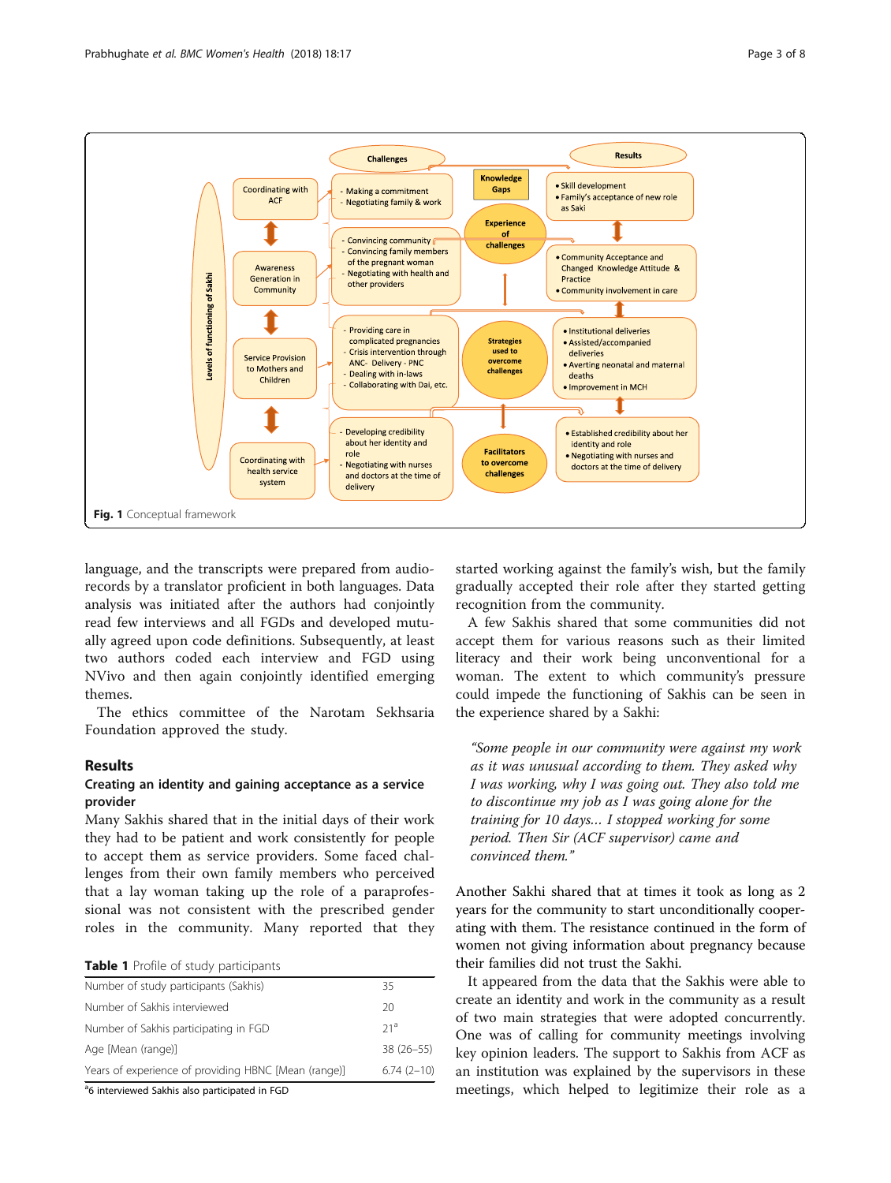Levels of functioning of Sakhi

Challenges

Knowledge Gaps

Results

Coordinating with ACF

- Making a commitment
- Negotiating family & work

Experience of challenges

- Skill development
- Family's acceptance of new role as Saki

Awareness Generation in Community

- Convincing community
- Convincing family members of the pregnant woman
- Negotiating with health and other providers

- Community Acceptance and Changed Knowledge Attitude & Practice
- Community involvement in care

Service Provision to Mothers and Children

- Providing care in complicated pregnancies
- Crisis intervention through ANC- Delivery - PNC
- Dealing with in-laws
- Collaborating with Dai, etc.

Strategies used to overcome challenges

- Institutional deliveries
- Assisted/accompanied deliveries
- Averting neonatal and maternal deaths
- Improvement in MCH

Coordinating with health service system

- Developing credibility about her identity and role
- Negotiating with nurses and doctors at the time of delivery

Facilitators to overcome challenges

- Established credibility about her identity and role
- Negotiating with nurses and doctors at the time of delivery

**Fig. 1** Conceptual framework

language, and the transcripts were prepared from audio-records by a translator proficient in both languages. Data analysis was initiated after the authors had conjointly read few interviews and all FGDs and developed mutually agreed upon code definitions. Subsequently, at least two authors coded each interview and FGD using NVivo and then again conjointly identified emerging themes.

The ethics committee of the Narotam Sekhsaria Foundation approved the study.

## Results

### Creating an identity and gaining acceptance as a service provider

Many Sakhis shared that in the initial days of their work they had to be patient and work consistently for people to accept them as service providers. Some faced challenges from their own family members who perceived that a lay woman taking up the role of a paraprofessional was not consistent with the prescribed gender roles in the community. Many reported that they started working against the family's wish, but the family gradually accepted their role after they started getting recognition from the community.

A few Sakhis shared that some communities did not accept them for various reasons such as their limited literacy and their work being unconventional for a woman. The extent to which community's pressure could impede the functioning of Sakhis can be seen in the experience shared by a Sakhi:

> *"Some people in our community were against my work as it was unusual according to them. They asked why I was working, why I was going out. They also told me to discontinue my job as I was going alone for the training for 10 days... I stopped working for some period. Then Sir (ACF supervisor) came and convinced them."*

Another Sakhi shared that at times it took as long as 2 years for the community to start unconditionally cooperating with them. The resistance continued in the form of women not giving information about pregnancy because their families did not trust the Sakhi.

It appeared from the data that the Sakhis were able to create an identity and work in the community as a result of two main strategies that were adopted concurrently. One was of calling for community meetings involving key opinion leaders. The support to Sakhis from ACF as an institution was explained by the supervisors in these meetings, which helped to legitimize their role as a

**Table 1** Profile of study participants

| | |
|---|---|
| Number of study participants (Sakhis) | 35 |
| Number of Sakhis interviewed | 20 |
| Number of Sakhis participating in FGD | 21[a] |
| Age [Mean (range)] | 38 (26–55) |
| Years of experience of providing HBNC [Mean (range)] | 6.74 (2–10) |

[a]6 interviewed Sakhis also participated in FGD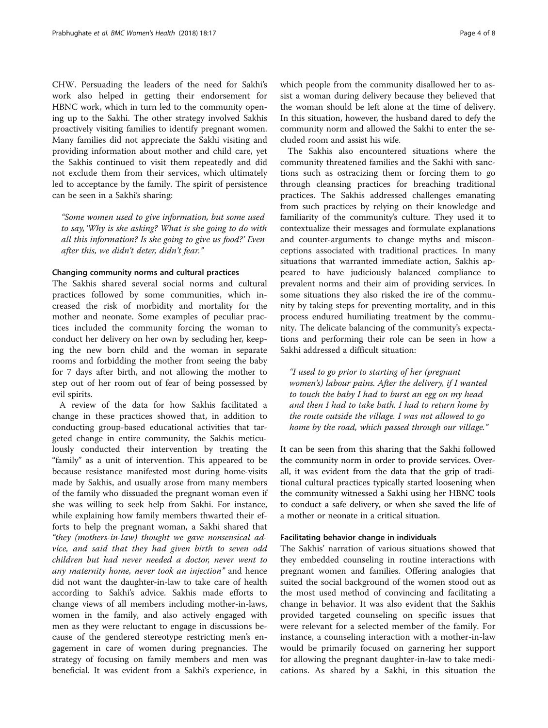CHW. Persuading the leaders of the need for Sakhi's work also helped in getting their endorsement for HBNC work, which in turn led to the community opening up to the Sakhi. The other strategy involved Sakhis proactively visiting families to identify pregnant women. Many families did not appreciate the Sakhi visiting and providing information about mother and child care, yet the Sakhis continued to visit them repeatedly and did not exclude them from their services, which ultimately led to acceptance by the family. The spirit of persistence can be seen in a Sakhi's sharing:

> *"Some women used to give information, but some used to say, 'Why is she asking? What is she going to do with all this information? Is she going to give us food?' Even after this, we didn't deter, didn't fear."*

### Changing community norms and cultural practices

The Sakhis shared several social norms and cultural practices followed by some communities, which increased the risk of morbidity and mortality for the mother and neonate. Some examples of peculiar practices included the community forcing the woman to conduct her delivery on her own by secluding her, keeping the new born child and the woman in separate rooms and forbidding the mother from seeing the baby for 7 days after birth, and not allowing the mother to step out of her room out of fear of being possessed by evil spirits.

A review of the data for how Sakhis facilitated a change in these practices showed that, in addition to conducting group-based educational activities that targeted change in entire community, the Sakhis meticulously conducted their intervention by treating the "family" as a unit of intervention. This appeared to be because resistance manifested most during home-visits made by Sakhis, and usually arose from many members of the family who dissuaded the pregnant woman even if she was willing to seek help from Sakhi. For instance, while explaining how family members thwarted their efforts to help the pregnant woman, a Sakhi shared that *"they (mothers-in-law) thought we gave nonsensical advice, and said that they had given birth to seven odd children but had never needed a doctor, never went to any maternity home, never took an injection"* and hence did not want the daughter-in-law to take care of health according to Sakhi's advice. Sakhis made efforts to change views of all members including mother-in-laws, women in the family, and also actively engaged with men as they were reluctant to engage in discussions because of the gendered stereotype restricting men's engagement in care of women during pregnancies. The strategy of focusing on family members and men was beneficial. It was evident from a Sakhi's experience, in which people from the community disallowed her to assist a woman during delivery because they believed that the woman should be left alone at the time of delivery. In this situation, however, the husband dared to defy the community norm and allowed the Sakhi to enter the secluded room and assist his wife.

The Sakhis also encountered situations where the community threatened families and the Sakhi with sanctions such as ostracizing them or forcing them to go through cleansing practices for breaching traditional practices. The Sakhis addressed challenges emanating from such practices by relying on their knowledge and familiarity of the community's culture. They used it to contextualize their messages and formulate explanations and counter-arguments to change myths and misconceptions associated with traditional practices. In many situations that warranted immediate action, Sakhis appeared to have judiciously balanced compliance to prevalent norms and their aim of providing services. In some situations they also risked the ire of the community by taking steps for preventing mortality, and in this process endured humiliating treatment by the community. The delicate balancing of the community's expectations and performing their role can be seen in how a Sakhi addressed a difficult situation:

> *"I used to go prior to starting of her (pregnant women's) labour pains. After the delivery, if I wanted to touch the baby I had to burst an egg on my head and then I had to take bath. I had to return home by the route outside the village. I was not allowed to go home by the road, which passed through our village."*

It can be seen from this sharing that the Sakhi followed the community norm in order to provide services. Overall, it was evident from the data that the grip of traditional cultural practices typically started loosening when the community witnessed a Sakhi using her HBNC tools to conduct a safe delivery, or when she saved the life of a mother or neonate in a critical situation.

### Facilitating behavior change in individuals

The Sakhis' narration of various situations showed that they embedded counseling in routine interactions with pregnant women and families. Offering analogies that suited the social background of the women stood out as the most used method of convincing and facilitating a change in behavior. It was also evident that the Sakhis provided targeted counseling on specific issues that were relevant for a selected member of the family. For instance, a counseling interaction with a mother-in-law would be primarily focused on garnering her support for allowing the pregnant daughter-in-law to take medications. As shared by a Sakhi, in this situation the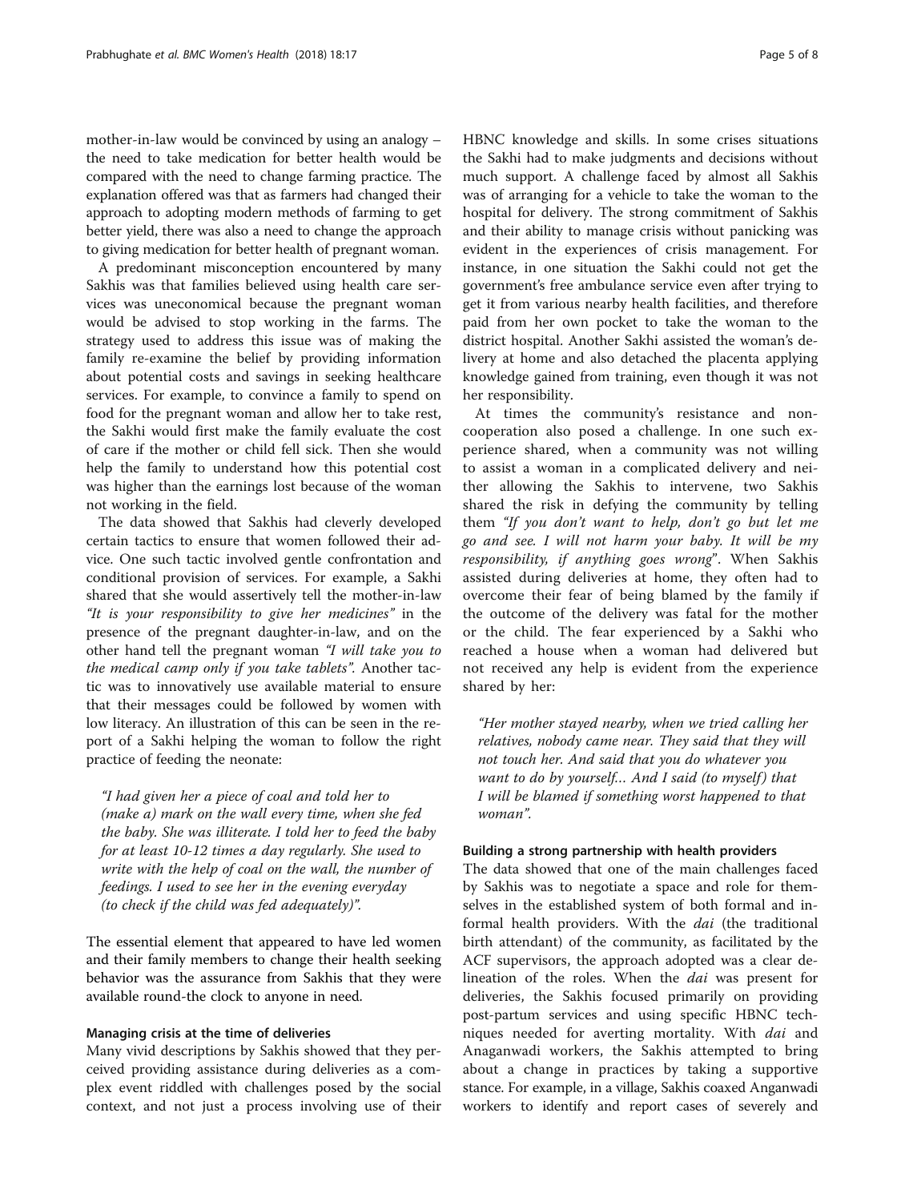mother-in-law would be convinced by using an analogy – the need to take medication for better health would be compared with the need to change farming practice. The explanation offered was that as farmers had changed their approach to adopting modern methods of farming to get better yield, there was also a need to change the approach to giving medication for better health of pregnant woman.

A predominant misconception encountered by many Sakhis was that families believed using health care services was uneconomical because the pregnant woman would be advised to stop working in the farms. The strategy used to address this issue was of making the family re-examine the belief by providing information about potential costs and savings in seeking healthcare services. For example, to convince a family to spend on food for the pregnant woman and allow her to take rest, the Sakhi would first make the family evaluate the cost of care if the mother or child fell sick. Then she would help the family to understand how this potential cost was higher than the earnings lost because of the woman not working in the field.

The data showed that Sakhis had cleverly developed certain tactics to ensure that women followed their advice. One such tactic involved gentle confrontation and conditional provision of services. For example, a Sakhi shared that she would assertively tell the mother-in-law *"It is your responsibility to give her medicines"* in the presence of the pregnant daughter-in-law, and on the other hand tell the pregnant woman *"I will take you to the medical camp only if you take tablets"*. Another tactic was to innovatively use available material to ensure that their messages could be followed by women with low literacy. An illustration of this can be seen in the report of a Sakhi helping the woman to follow the right practice of feeding the neonate:

> *"I had given her a piece of coal and told her to (make a) mark on the wall every time, when she fed the baby. She was illiterate. I told her to feed the baby for at least 10-12 times a day regularly. She used to write with the help of coal on the wall, the number of feedings. I used to see her in the evening everyday (to check if the child was fed adequately)".*

The essential element that appeared to have led women and their family members to change their health seeking behavior was the assurance from Sakhis that they were available round-the clock to anyone in need.

### Managing crisis at the time of deliveries

Many vivid descriptions by Sakhis showed that they perceived providing assistance during deliveries as a complex event riddled with challenges posed by the social context, and not just a process involving use of their HBNC knowledge and skills. In some crises situations the Sakhi had to make judgments and decisions without much support. A challenge faced by almost all Sakhis was of arranging for a vehicle to take the woman to the hospital for delivery. The strong commitment of Sakhis and their ability to manage crisis without panicking was evident in the experiences of crisis management. For instance, in one situation the Sakhi could not get the government's free ambulance service even after trying to get it from various nearby health facilities, and therefore paid from her own pocket to take the woman to the district hospital. Another Sakhi assisted the woman's delivery at home and also detached the placenta applying knowledge gained from training, even though it was not her responsibility.

At times the community's resistance and non-cooperation also posed a challenge. In one such experience shared, when a community was not willing to assist a woman in a complicated delivery and neither allowing the Sakhis to intervene, two Sakhis shared the risk in defying the community by telling them *"If you don't want to help, don't go but let me go and see. I will not harm your baby. It will be my responsibility, if anything goes wrong"*. When Sakhis assisted during deliveries at home, they often had to overcome their fear of being blamed by the family if the outcome of the delivery was fatal for the mother or the child. The fear experienced by a Sakhi who reached a house when a woman had delivered but not received any help is evident from the experience shared by her:

> *"Her mother stayed nearby, when we tried calling her relatives, nobody came near. They said that they will not touch her. And said that you do whatever you want to do by yourself… And I said (to myself) that I will be blamed if something worst happened to that woman".*

### Building a strong partnership with health providers

The data showed that one of the main challenges faced by Sakhis was to negotiate a space and role for themselves in the established system of both formal and informal health providers. With the *dai* (the traditional birth attendant) of the community, as facilitated by the ACF supervisors, the approach adopted was a clear delineation of the roles. When the *dai* was present for deliveries, the Sakhis focused primarily on providing post-partum services and using specific HBNC techniques needed for averting mortality. With *dai* and Anaganwadi workers, the Sakhis attempted to bring about a change in practices by taking a supportive stance. For example, in a village, Sakhis coaxed Anganwadi workers to identify and report cases of severely and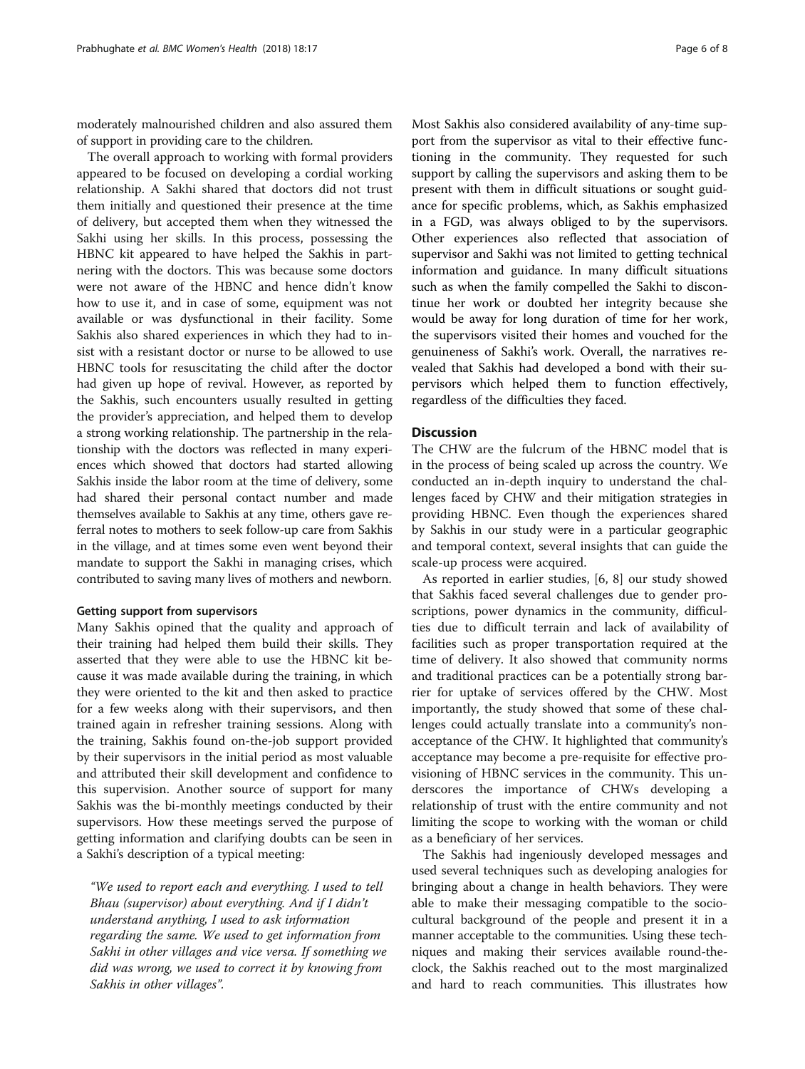moderately malnourished children and also assured them of support in providing care to the children.

The overall approach to working with formal providers appeared to be focused on developing a cordial working relationship. A Sakhi shared that doctors did not trust them initially and questioned their presence at the time of delivery, but accepted them when they witnessed the Sakhi using her skills. In this process, possessing the HBNC kit appeared to have helped the Sakhis in partnering with the doctors. This was because some doctors were not aware of the HBNC and hence didn't know how to use it, and in case of some, equipment was not available or was dysfunctional in their facility. Some Sakhis also shared experiences in which they had to insist with a resistant doctor or nurse to be allowed to use HBNC tools for resuscitating the child after the doctor had given up hope of revival. However, as reported by the Sakhis, such encounters usually resulted in getting the provider's appreciation, and helped them to develop a strong working relationship. The partnership in the relationship with the doctors was reflected in many experiences which showed that doctors had started allowing Sakhis inside the labor room at the time of delivery, some had shared their personal contact number and made themselves available to Sakhis at any time, others gave referral notes to mothers to seek follow-up care from Sakhis in the village, and at times some even went beyond their mandate to support the Sakhi in managing crises, which contributed to saving many lives of mothers and newborn.

### Getting support from supervisors

Many Sakhis opined that the quality and approach of their training had helped them build their skills. They asserted that they were able to use the HBNC kit because it was made available during the training, in which they were oriented to the kit and then asked to practice for a few weeks along with their supervisors, and then trained again in refresher training sessions. Along with the training, Sakhis found on-the-job support provided by their supervisors in the initial period as most valuable and attributed their skill development and confidence to this supervision. Another source of support for many Sakhis was the bi-monthly meetings conducted by their supervisors. How these meetings served the purpose of getting information and clarifying doubts can be seen in a Sakhi's description of a typical meeting:

> *"We used to report each and everything. I used to tell Bhau (supervisor) about everything. And if I didn't understand anything, I used to ask information regarding the same. We used to get information from Sakhi in other villages and vice versa. If something we did was wrong, we used to correct it by knowing from Sakhis in other villages".*

Most Sakhis also considered availability of any-time support from the supervisor as vital to their effective functioning in the community. They requested for such support by calling the supervisors and asking them to be present with them in difficult situations or sought guidance for specific problems, which, as Sakhis emphasized in a FGD, was always obliged to by the supervisors. Other experiences also reflected that association of supervisor and Sakhi was not limited to getting technical information and guidance. In many difficult situations such as when the family compelled the Sakhi to discontinue her work or doubted her integrity because she would be away for long duration of time for her work, the supervisors visited their homes and vouched for the genuineness of Sakhi's work. Overall, the narratives revealed that Sakhis had developed a bond with their supervisors which helped them to function effectively, regardless of the difficulties they faced.

## Discussion

The CHW are the fulcrum of the HBNC model that is in the process of being scaled up across the country. We conducted an in-depth inquiry to understand the challenges faced by CHW and their mitigation strategies in providing HBNC. Even though the experiences shared by Sakhis in our study were in a particular geographic and temporal context, several insights that can guide the scale-up process were acquired.

As reported in earlier studies, [6, 8] our study showed that Sakhis faced several challenges due to gender proscriptions, power dynamics in the community, difficulties due to difficult terrain and lack of availability of facilities such as proper transportation required at the time of delivery. It also showed that community norms and traditional practices can be a potentially strong barrier for uptake of services offered by the CHW. Most importantly, the study showed that some of these challenges could actually translate into a community's non-acceptance of the CHW. It highlighted that community's acceptance may become a pre-requisite for effective provisioning of HBNC services in the community. This underscores the importance of CHWs developing a relationship of trust with the entire community and not limiting the scope to working with the woman or child as a beneficiary of her services.

The Sakhis had ingeniously developed messages and used several techniques such as developing analogies for bringing about a change in health behaviors. They were able to make their messaging compatible to the socio-cultural background of the people and present it in a manner acceptable to the communities. Using these techniques and making their services available round-the-clock, the Sakhis reached out to the most marginalized and hard to reach communities. This illustrates how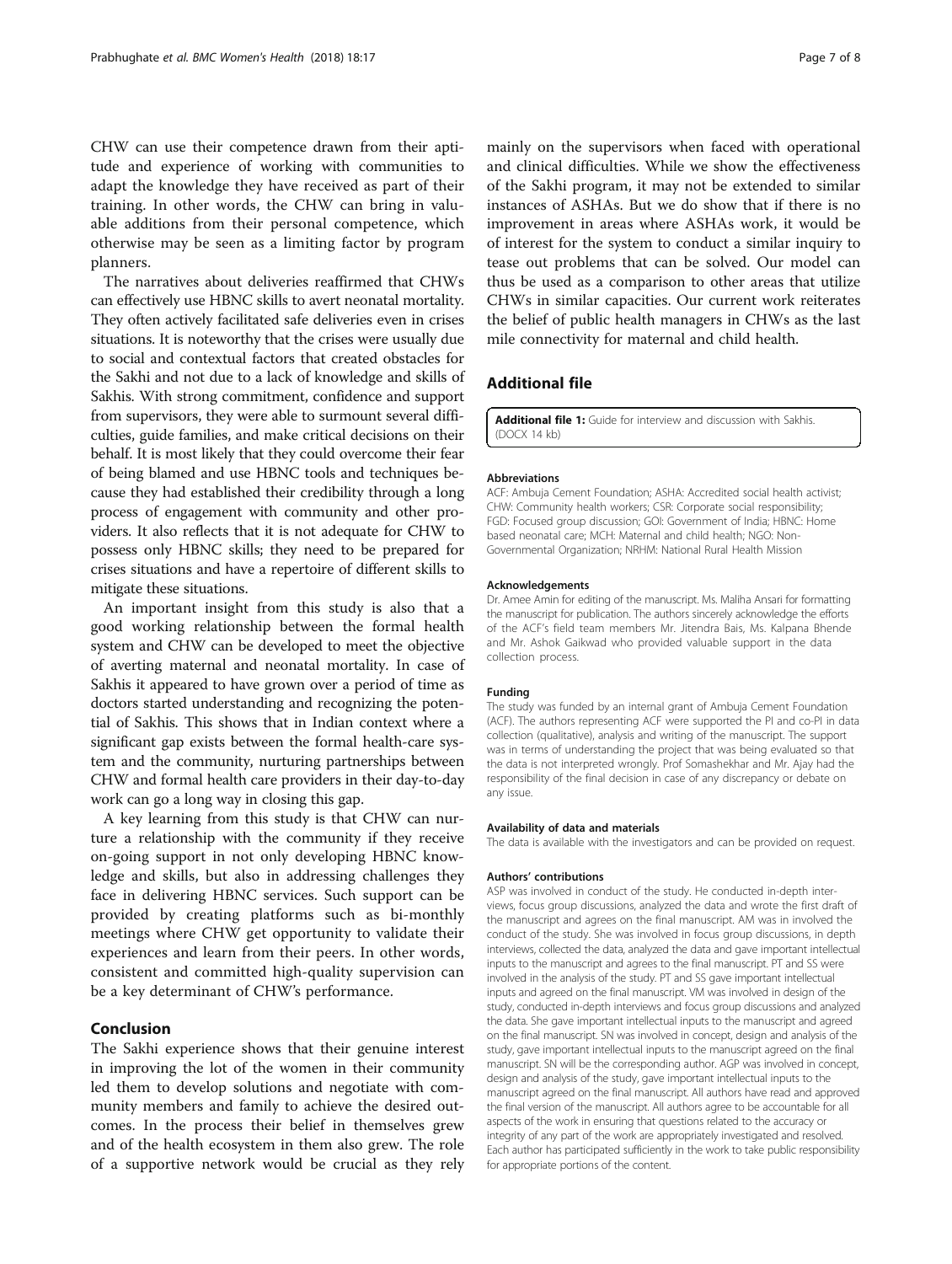CHW can use their competence drawn from their aptitude and experience of working with communities to adapt the knowledge they have received as part of their training. In other words, the CHW can bring in valuable additions from their personal competence, which otherwise may be seen as a limiting factor by program planners.

The narratives about deliveries reaffirmed that CHWs can effectively use HBNC skills to avert neonatal mortality. They often actively facilitated safe deliveries even in crises situations. It is noteworthy that the crises were usually due to social and contextual factors that created obstacles for the Sakhi and not due to a lack of knowledge and skills of Sakhis. With strong commitment, confidence and support from supervisors, they were able to surmount several difficulties, guide families, and make critical decisions on their behalf. It is most likely that they could overcome their fear of being blamed and use HBNC tools and techniques because they had established their credibility through a long process of engagement with community and other providers. It also reflects that it is not adequate for CHW to possess only HBNC skills; they need to be prepared for crises situations and have a repertoire of different skills to mitigate these situations.

An important insight from this study is also that a good working relationship between the formal health system and CHW can be developed to meet the objective of averting maternal and neonatal mortality. In case of Sakhis it appeared to have grown over a period of time as doctors started understanding and recognizing the potential of Sakhis. This shows that in Indian context where a significant gap exists between the formal health-care system and the community, nurturing partnerships between CHW and formal health care providers in their day-to-day work can go a long way in closing this gap.

A key learning from this study is that CHW can nurture a relationship with the community if they receive on-going support in not only developing HBNC knowledge and skills, but also in addressing challenges they face in delivering HBNC services. Such support can be provided by creating platforms such as bi-monthly meetings where CHW get opportunity to validate their experiences and learn from their peers. In other words, consistent and committed high-quality supervision can be a key determinant of CHW's performance.

## Conclusion

The Sakhi experience shows that their genuine interest in improving the lot of the women in their community led them to develop solutions and negotiate with community members and family to achieve the desired outcomes. In the process their belief in themselves grew and of the health ecosystem in them also grew. The role of a supportive network would be crucial as they rely mainly on the supervisors when faced with operational and clinical difficulties. While we show the effectiveness of the Sakhi program, it may not be extended to similar instances of ASHAs. But we do show that if there is no improvement in areas where ASHAs work, it would be of interest for the system to conduct a similar inquiry to tease out problems that can be solved. Our model can thus be used as a comparison to other areas that utilize CHWs in similar capacities. Our current work reiterates the belief of public health managers in CHWs as the last mile connectivity for maternal and child health.

## Additional file

**Additional file 1:** Guide for interview and discussion with Sakhis. (DOCX 14 kb)

#### Abbreviations

ACF: Ambuja Cement Foundation; ASHA: Accredited social health activist; CHW: Community health workers; CSR: Corporate social responsibility; FGD: Focused group discussion; GOI: Government of India; HBNC: Home based neonatal care; MCH: Maternal and child health; NGO: Non-Governmental Organization; NRHM: National Rural Health Mission

#### Acknowledgements

Dr. Amee Amin for editing of the manuscript. Ms. Maliha Ansari for formatting the manuscript for publication. The authors sincerely acknowledge the efforts of the ACF's field team members Mr. Jitendra Bais, Ms. Kalpana Bhende and Mr. Ashok Gaikwad who provided valuable support in the data collection process.

#### Funding

The study was funded by an internal grant of Ambuja Cement Foundation (ACF). The authors representing ACF were supported the PI and co-PI in data collection (qualitative), analysis and writing of the manuscript. The support was in terms of understanding the project that was being evaluated so that the data is not interpreted wrongly. Prof Somashekhar and Mr. Ajay had the responsibility of the final decision in case of any discrepancy or debate on any issue.

#### Availability of data and materials

The data is available with the investigators and can be provided on request.

#### Authors' contributions

ASP was involved in conduct of the study. He conducted in-depth interviews, focus group discussions, analyzed the data and wrote the first draft of the manuscript and agrees on the final manuscript. AM was in involved the conduct of the study. She was involved in focus group discussions, in depth interviews, collected the data, analyzed the data and gave important intellectual inputs to the manuscript and agrees to the final manuscript. PT and SS were involved in the analysis of the study. PT and SS gave important intellectual inputs and agreed on the final manuscript. VM was involved in design of the study, conducted in-depth interviews and focus group discussions and analyzed the data. She gave important intellectual inputs to the manuscript and agreed on the final manuscript. SN was involved in concept, design and analysis of the study, gave important intellectual inputs to the manuscript agreed on the final manuscript. SN will be the corresponding author. AGP was involved in concept, design and analysis of the study, gave important intellectual inputs to the manuscript agreed on the final manuscript. All authors have read and approved the final version of the manuscript. All authors agree to be accountable for all aspects of the work in ensuring that questions related to the accuracy or integrity of any part of the work are appropriately investigated and resolved. Each author has participated sufficiently in the work to take public responsibility for appropriate portions of the content.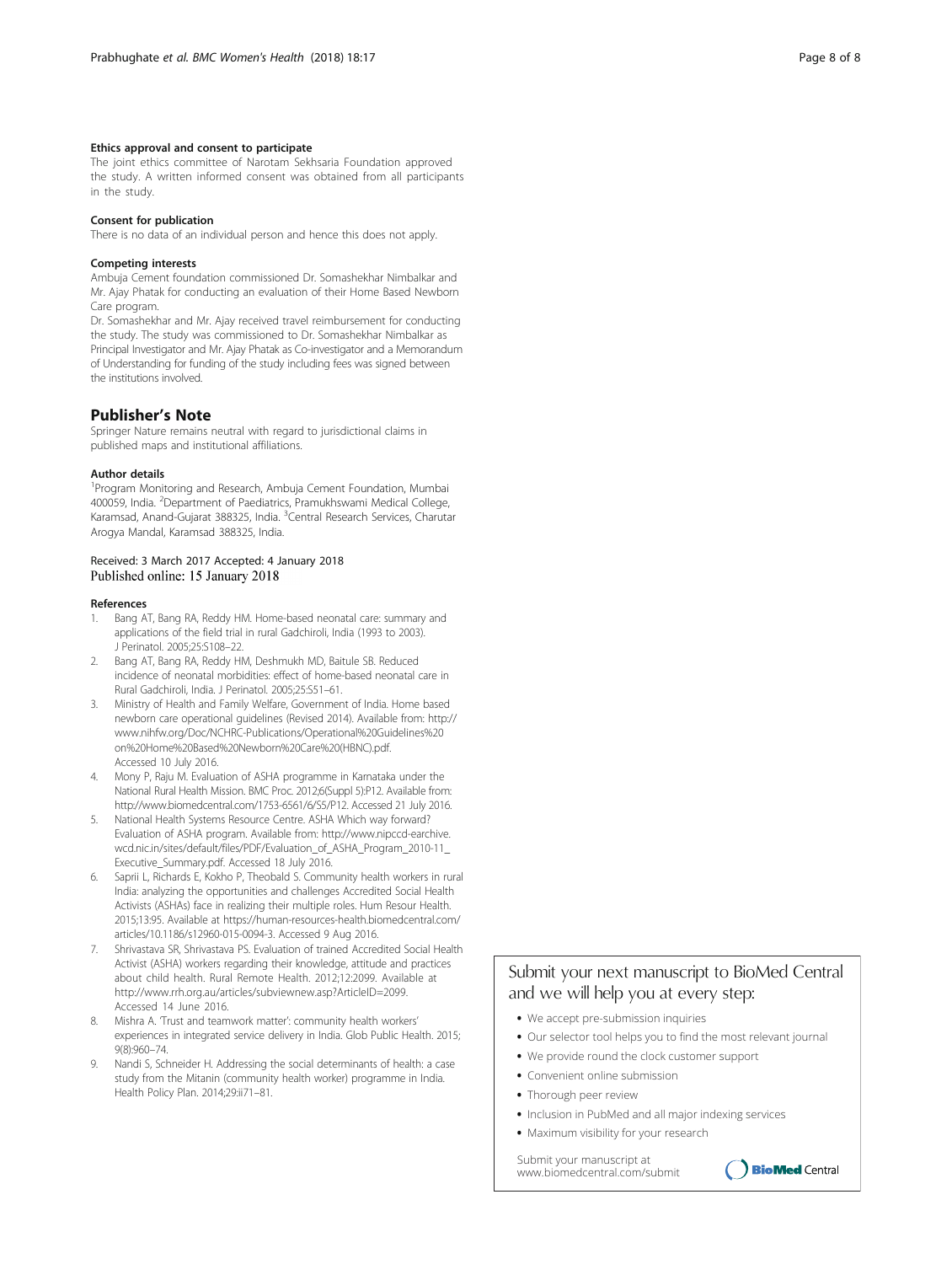#### Ethics approval and consent to participate

The joint ethics committee of Narotam Sekhsaria Foundation approved the study. A written informed consent was obtained from all participants in the study.

#### Consent for publication

There is no data of an individual person and hence this does not apply.

#### Competing interests

Ambuja Cement foundation commissioned Dr. Somashekhar Nimbalkar and Mr. Ajay Phatak for conducting an evaluation of their Home Based Newborn Care program.

Dr. Somashekhar and Mr. Ajay received travel reimbursement for conducting the study. The study was commissioned to Dr. Somashekhar Nimbalkar as Principal Investigator and Mr. Ajay Phatak as Co-investigator and a Memorandum of Understanding for funding of the study including fees was signed between the institutions involved.

## Publisher's Note

Springer Nature remains neutral with regard to jurisdictional claims in published maps and institutional affiliations.

#### Author details

[1]Program Monitoring and Research, Ambuja Cement Foundation, Mumbai 400059, India. [2]Department of Paediatrics, Pramukhswami Medical College, Karamsad, Anand-Gujarat 388325, India. [3]Central Research Services, Charutar Arogya Mandal, Karamsad 388325, India.

Received: 3 March 2017 Accepted: 4 January 2018
Published online: 15 January 2018

#### References

1. Bang AT, Bang RA, Reddy HM. Home-based neonatal care: summary and applications of the field trial in rural Gadchiroli, India (1993 to 2003). J Perinatol. 2005;25:S108–22.
2. Bang AT, Bang RA, Reddy HM, Deshmukh MD, Baitule SB. Reduced incidence of neonatal morbidities: effect of home-based neonatal care in Rural Gadchiroli, India. J Perinatol. 2005;25:S51–61.
3. Ministry of Health and Family Welfare, Government of India. Home based newborn care operational guidelines (Revised 2014). Available from: http://www.nihfw.org/Doc/NCHRC-Publications/Operational%20Guidelines%20on%20Home%20Based%20Newborn%20Care%20(HBNC).pdf. Accessed 10 July 2016.
4. Mony P, Raju M. Evaluation of ASHA programme in Karnataka under the National Rural Health Mission. BMC Proc. 2012;6(Suppl 5):P12. Available from: http://www.biomedcentral.com/1753-6561/6/S5/P12. Accessed 21 July 2016.
5. National Health Systems Resource Centre. ASHA Which way forward? Evaluation of ASHA program. Available from: http://www.nipccd-earchive.wcd.nic.in/sites/default/files/PDF/Evaluation_of_ASHA_Program_2010-11_Executive_Summary.pdf. Accessed 18 July 2016.
6. Saprii L, Richards E, Kokho P, Theobald S. Community health workers in rural India: analyzing the opportunities and challenges Accredited Social Health Activists (ASHAs) face in realizing their multiple roles. Hum Resour Health. 2015;13:95. Available at https://human-resources-health.biomedcentral.com/articles/10.1186/s12960-015-0094-3. Accessed 9 Aug 2016.
7. Shrivastava SR, Shrivastava PS. Evaluation of trained Accredited Social Health Activist (ASHA) workers regarding their knowledge, attitude and practices about child health. Rural Remote Health. 2012;12:2099. Available at http://www.rrh.org.au/articles/subviewnew.asp?ArticleID=2099. Accessed 14 June 2016.
8. Mishra A. 'Trust and teamwork matter': community health workers' experiences in integrated service delivery in India. Glob Public Health. 2015; 9(8):960–74.
9. Nandi S, Schneider H. Addressing the social determinants of health: a case study from the Mitanin (community health worker) programme in India. Health Policy Plan. 2014;29:ii71–81.

Submit your next manuscript to BioMed Central and we will help you at every step:

- We accept pre-submission inquiries
- Our selector tool helps you to find the most relevant journal
- We provide round the clock customer support
- Convenient online submission
- Thorough peer review
- Inclusion in PubMed and all major indexing services
- Maximum visibility for your research

Submit your manuscript at www.biomedcentral.com/submit

BioMed Central